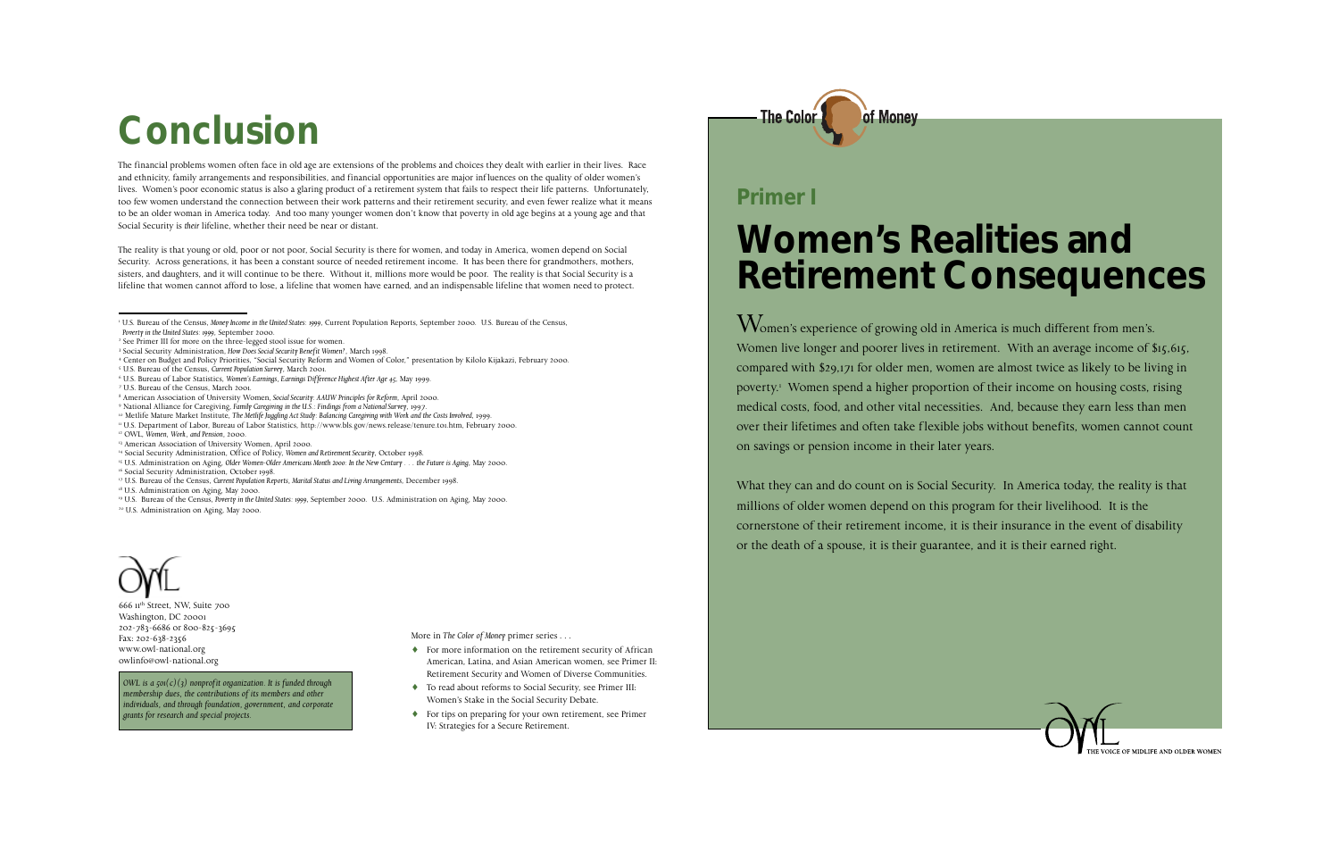# Conclusion

The financial problems women often face in old age are extensions of the problems and choices they dealt with earlier in their lives. Race and ethnicity, family arrangements and responsibilities, and financial opportunities are major influences on the quality of older women's lives. Women's poor economic status is also a glaring product of a retirement system that fails to respect their life patterns. Unfortunately, too few women understand the connection between their work patterns and their retirement security, and even fewer realize what it means to be an older woman in America today. And too many younger women don't know that poverty in old age begins at a young age and that Social Security is *their* lifeline, whether their need be near or distant.

The reality is that young or old, poor or not poor, Social Security is there for women, and today in America, women depend on Social Security. Across generations, it has been a constant source of needed retirement income. It has been there for grandmothers, mothers, sisters, and daughters, and it will continue to be there. Without it, millions more would be poor. The reality is that Social Security is a lifeline that women cannot afford to lose, a lifeline that women have earned, and an indispensable lifeline that women need to protect.

---

[1] U.S. Bureau of the Census, *Money Income in the United States: 1999*, Current Population Reports, September 2000. U.S. Bureau of the Census, *Poverty in the United States: 1999*, September 2000.
[2] See Primer III for more on the three-legged stool issue for women.
[3] Social Security Administration, *How Does Social Security Benefit Women?*, March 1998.
[4] Center on Budget and Policy Priorities, "Social Security Reform and Women of Color," presentation by Kilolo Kijakazi, February 2000.
[5] U.S. Bureau of the Census, *Current Population Survey*, March 2001.
[6] U.S. Bureau of Labor Statistics, *Women's Earnings, Earnings Difference Highest After Age 45*, May 1999.
[7] U.S. Bureau of the Census, March 2001.
[8] American Association of University Women, *Social Security: AAUW Principles for Reform*, April 2000.
[9] National Alliance for Caregiving, *Family Caregiving in the U.S.: Findings from a National Survey*, 1997.
[10] Metlife Mature Market Institute, *The Metlife Juggling Act Study: Balancing Caregiving with Work and the Costs Involved*, 1999.
[11] U.S. Department of Labor, Bureau of Labor Statistics, http://www.bls.gov/news.release/tenure.t01.htm, February 2000.
[12] OWL, *Women, Work, and Pension*, 2000.
[13] American Association of University Women, April 2000.
[14] Social Security Administration, Office of Policy, *Women and Retirement Security*, October 1998.
[15] U.S. Administration on Aging, *Older Women-Older Americans Month 2000: In the New Century . . . the Future is Aging*, May 2000.
[16] Social Security Administration, October 1998.
[17] U.S. Bureau of the Census, *Current Population Reports, Marital Status and Living Arrangements*, December 1998.
[18] U.S. Administration on Aging, May 2000.
[19] U.S. Bureau of the Census, *Poverty in the United States: 1999*, September 2000. U.S. Administration on Aging, May 2000.
[20] U.S. Administration on Aging, May 2000.

OWL

666 11th Street, NW, Suite 700
Washington, DC 20001
202-783-6686 or 800-825-3695
Fax: 202-638-2356
www.owl-national.org
owlinfo@owl-national.org

*OWL is a 501(c)(3) nonprofit organization. It is funded through membership dues, the contributions of its members and other individuals, and through foundation, government, and corporate grants for research and special projects.*

More in *The Color of Money* primer series . . .

- For more information on the retirement security of African American, Latina, and Asian American women, see Primer II: Retirement Security and Women of Diverse Communities.
- To read about reforms to Social Security, see Primer III: Women's Stake in the Social Security Debate.
- For tips on preparing for your own retirement, see Primer IV: Strategies for a Secure Retirement.

The Color of Money

## Primer I

# Women's Realities and Retirement Consequences

Women's experience of growing old in America is much different from men's. Women live longer and poorer lives in retirement. With an average income of $15,615, compared with $29,171 for older men, women are almost twice as likely to be living in poverty.[1] Women spend a higher proportion of their income on housing costs, rising medical costs, food, and other vital necessities. And, because they earn less than men over their lifetimes and often take flexible jobs without benefits, women cannot count on savings or pension income in their later years.

What they can and do count on is Social Security. In America today, the reality is that millions of older women depend on this program for their livelihood. It is the cornerstone of their retirement income, it is their insurance in the event of disability or the death of a spouse, it is their guarantee, and it is their earned right.

OWL — THE VOICE OF MIDLIFE AND OLDER WOMEN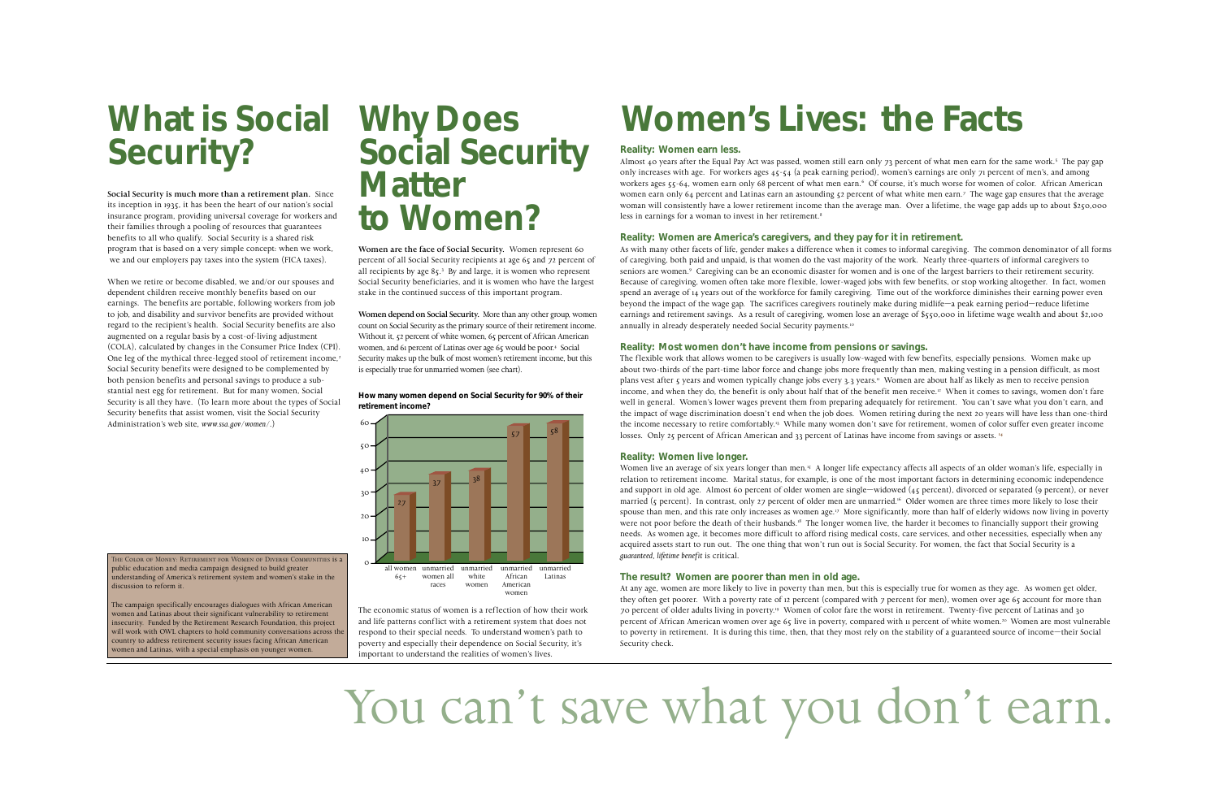# What is Social Security?

**Social Security is much more than a retirement plan.** Since its inception in 1935, it has been the heart of our nation's social insurance program, providing universal coverage for workers and their families through a pooling of resources that guarantees benefits to all who qualify. Social Security is a shared risk program that is based on a very simple concept: when we work, we and our employers pay taxes into the system (FICA taxes).

When we retire or become disabled, we and/or our spouses and dependent children receive monthly benefits based on our earnings. The benefits are portable, following workers from job to job, and disability and survivor benefits are provided without regard to the recipient's health. Social Security benefits are also augmented on a regular basis by a cost-of-living adjustment (COLA), calculated by changes in the Consumer Price Index (CPI). One leg of the mythical three-legged stool of retirement income,[2] Social Security benefits were designed to be complemented by both pension benefits and personal savings to produce a substantial nest egg for retirement. But for many women, Social Security is all they have. (To learn more about the types of Social Security benefits that assist women, visit the Social Security Administration's web site, *www.ssa.gov/women/*.)

The Color of Money: Retirement for Women of Diverse Communities is a public education and media campaign designed to build greater understanding of America's retirement system and women's stake in the discussion to reform it.

The campaign specifically encourages dialogues with African American women and Latinas about their significant vulnerability to retirement insecurity. Funded by the Retirement Research Foundation, this project will work with OWL chapters to hold community conversations across the country to address retirement security issues facing African American women and Latinas, with a special emphasis on younger women.

# Why Does Social Security Matter to Women?

**Women are the face of Social Security.** Women represent 60 percent of all Social Security recipients at age 65 and 72 percent of all recipients by age 85.[3] By and large, it is women who represent Social Security beneficiaries, and it is women who have the largest stake in the continued success of this important program.

**Women depend on Social Security.** More than any other group, women count on Social Security as the primary source of their retirement income. Without it, 52 percent of white women, 65 percent of African American women, and 61 percent of Latinas over age 65 would be poor.[4] Social Security makes up the bulk of most women's retirement income, but this is especially true for unmarried women (see chart).

**How many women depend on Social Security for 90% of their retirement income?**

60
50
40
30
20
10
0

27
37
38
57
58

all women 65+
unmarried women all races
unmarried white women
unmarried African American women
unmarried Latinas

The economic status of women is a reflection of how their work and life patterns conflict with a retirement system that does not respond to their special needs. To understand women's path to poverty and especially their dependence on Social Security, it's important to understand the realities of women's lives.

# Women's Lives: the Facts

### Reality: Women earn less.

Almost 40 years after the Equal Pay Act was passed, women still earn only 73 percent of what men earn for the same work.[5] The pay gap only increases with age. For workers ages 45-54 (a peak earning period), women's earnings are only 71 percent of men's, and among workers ages 55-64, women earn only 68 percent of what men earn.[6] Of course, it's much worse for women of color. African American women earn only 64 percent and Latinas earn an astounding 52 percent of what white men earn.[7] The wage gap ensures that the average woman will consistently have a lower retirement income than the average man. Over a lifetime, the wage gap adds up to about $250,000 less in earnings for a woman to invest in her retirement.[8]

### Reality: Women are America's caregivers, and they pay for it in retirement.

As with many other facets of life, gender makes a difference when it comes to informal caregiving. The common denominator of all forms of caregiving, both paid and unpaid, is that women do the vast majority of the work. Nearly three-quarters of informal caregivers to seniors are women.[9] Caregiving can be an economic disaster for women and is one of the largest barriers to their retirement security. Because of caregiving, women often take more flexible, lower-waged jobs with few benefits, or stop working altogether. In fact, women spend an average of 14 years out of the workforce for family caregiving. Time out of the workforce diminishes their earning power even beyond the impact of the wage gap. The sacrifices caregivers routinely make during midlife—a peak earning period—reduce lifetime earnings and retirement savings. As a result of caregiving, women lose an average of $550,000 in lifetime wage wealth and about $2,100 annually in already desperately needed Social Security payments.[10]

### Reality: Most women don't have income from pensions or savings.

The flexible work that allows women to be caregivers is usually low-waged with few benefits, especially pensions. Women make up about two-thirds of the part-time labor force and change jobs more frequently than men, making vesting in a pension difficult, as most plans vest after 5 years and women typically change jobs every 3.3 years.[11] Women are about half as likely as men to receive pension income, and when they do, the benefit is only about half that of the benefit men receive.[12] When it comes to savings, women don't fare well in general. Women's lower wages prevent them from preparing adequately for retirement. You can't save what you don't earn, and the impact of wage discrimination doesn't end when the job does. Women retiring during the next 20 years will have less than one-third the income necessary to retire comfortably.[13] While many women don't save for retirement, women of color suffer even greater income losses. Only 25 percent of African American and 33 percent of Latinas have income from savings or assets.[14]

### Reality: Women live longer.

Women live an average of six years longer than men.[15] A longer life expectancy affects all aspects of an older woman's life, especially in relation to retirement income. Marital status, for example, is one of the most important factors in determining economic independence and support in old age. Almost 60 percent of older women are single—widowed (45 percent), divorced or separated (9 percent), or never married (5 percent). In contrast, only 27 percent of older men are unmarried.[16] Older women are three times more likely to lose their spouse than men, and this rate only increases as women age.[17] More significantly, more than half of elderly widows now living in poverty were not poor before the death of their husbands.[18] The longer women live, the harder it becomes to financially support their growing needs. As women age, it becomes more difficult to afford rising medical costs, care services, and other necessities, especially when any acquired assets start to run out. The one thing that won't run out is Social Security. For women, the fact that Social Security is a *guaranteed, lifetime benefit* is critical.

### The result? Women are poorer than men in old age.

At any age, women are more likely to live in poverty than men, but this is especially true for women as they age. As women get older, they often get poorer. With a poverty rate of 12 percent (compared with 7 percent for men), women over age 65 account for more than 70 percent of older adults living in poverty.[19] Women of color fare the worst in retirement. Twenty-five percent of Latinas and 30 percent of African American women over age 65 live in poverty, compared with 11 percent of white women.[20] Women are most vulnerable to poverty in retirement. It is during this time, then, that they most rely on the stability of a guaranteed source of income—their Social Security check.

You can't save what you don't earn.